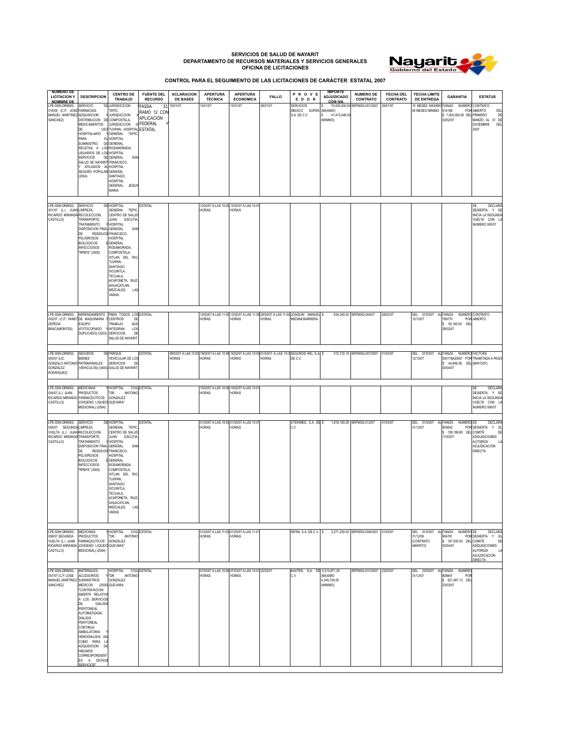# SERVICIOS DE SALUD DE NAYARIT
## DEPARTAMENTO DE RECURSOS MATERIALES Y SERVICIOS GENERALES
### OFICINA DE LICITACIONES

**CONTROL PARA EL SEGUIMIENTO DE LAS LICITACIONES DE CARÁCTER ESTATAL 2007**

| NUMERO DE LICITACION Y NOMBRE DE | DESCRIPCION | CENTRO DE TRABAJO | FUENTE DEL RECURSO | ACLARACION DE BASES | APERTURA TECNICA | APERTURA ECONOMICA | FALLO | PROVEEDOR | IMPORTE ADJUDICADO CON IVA | NUMERO DE CONTRATO | FECHA DEL CONTRATO | FECHA LIMITE DE ENTREGA | GARANTIA | ESTATUS |
|---|---|---|---|---|---|---|---|---|---|---|---|---|---|---|
| LPE-SSN-DRMSG-018/06 (C.P. JOSE MANUEL MARTINEZ SANCHEZ) | SERVICIO DE FARMACIAS, ADQUISICION DISTRIBUCION DE MEDICAMENTOS DE USO HOSPITALARIO PARA EL SUMINISTRO DE RECETAS A LOS USUARIOS DE LOS SERVICIOS DE SALUD DE NAYARIT Y AFILIADOS AL SEGURO POPULAR (2504) | JURISDICCION TEPIC, JURISDICCION COMPOSTELA, JURISDICCION III TUXPAN, HOSPITAL GENERAL TEPIC, HOSPITAL GENERAL ROSAMORADA, HOSPITAL GENERAL SAN FRANCISCO, HOSPITAL GENERAL SANTIAGO, HOSPITAL GENERAL JESUS MARIA | FASSA 33, RAMO 12 CON APLICACIÓN FEDERAL Y ESTATAL | 10/01/07 | 15/01/07 | 15/01/07 | 28/01/07 | SERVICIOS MEDICO SUPER, S.A. DE C.V. | $ 70,000,000.00 (MAXIMO) $ 41,415,446.00 (MINIMO) | SRFMSG-001/2007 | 29/01/07 | 10 MESES MAXIMO 06 MESES MINIMO | FIANZA NUMERO 914169 POR $ 7,000,000.00 DEL 02/02/07 | CONTRATO ABIERTO DEL PRIMERO DE MARZO AL 31 DE DICIEMBRE DEL 2007 |
| LPE-SSN-DRMSG-001/07 (L.I. JUAN RICARDO MIRANDA CASTILLO) | SERVICIO DE LIMPIEZA, RECOLECCION, TRANSPORTE, TRATAMIENTO Y DISPOSICION FINAL DE RESIDUOS PELIGROSOS BIOLOGICOS E INFECCIOSOS "RPBI'S" (3505) | HOSPITAL GENERAL TEPIC, CENTRO DE SALUD JUAN ESCUTIA, HOSPITAL GENERAL SAN FRANCISCO, HOSPITAL GENERAL ROSAMORADA, COMPOSTELA, IXTLAN DEL RIO, TUXPAN, SANTIAGO IXCUINTLA, TECUALA, ACAPONETA, RUIZ, AHUACATLAN, MEZCALES, LAS VARAS | ESTATAL | | 13/02/07 A LAS 10:00 HORAS | 13/02/07 A LAS 10:01 HORAS | | | | | | | | SE DECLARA DESIERTA, Y SE INICIA LA SEGUNDA VUELTA CON LA NUMERO 005/07 |
| LPE-SSN-DRMSG-002/07 (C.P. YANET ZEPEDA BRACAMONTES) | ARRENDAMIENTO DE MAQUINARIA Y EQUIPO (FOTOCOPIADO Y DUPLICADO) (3203) | PARA TODOS LOS CENTROS DE TRABAJO QUE INTEGRAN LOS SERVICIOS DE SALUD DE NAYARIT | ESTATAL | | 13/02/07 A LAS 11:00 HORAS | 13/02/07 A LAS 11:05 HORAS | 28/02/07 A LAS 11:00 HORAS | JOAQUIN MANUEL MEDINA BARRERA | $ 634,340.00 | SRFMSG-004/07 | 28/02/07 | DEL 01/03/07 AL 12/12/07 | FIANZA NUMERO 769770 POR $ 55,160.00 DEL 28/02/07 | CONTRATO ABIERTO |
| LPE-SSN-DRMSG-003/07 (LIC. GONZALO ANTONIO GONZALEZ RODRIGUEZ) | SEGUROS DE BIENES PATRIMONIALES (VEHICULOS) (3404) | PARQUE VEHICULAR DE LOS SERVICIOS DE SALUD DE NAYARIT | ESTATAL | 09/02/07 A LAS 10:00 HORAS | 19/02/07 A LAS 10:00 HORAS | 19/02/07 A LAS 10:05 HORAS | 01/03/07 A LAS 10:00 HORAS | SEGUROS ING, S.A. DE C.V. | $ 515,733.19 | SRFMSG-007/2007 | 01/03/07 | DEL 01/03/07 AL 12/12/07 | FIANZA NUMERO 000118A20007 POR $ 44,846.36 DEL 03/04/07 | FACTURA TRAMITADA A PAGO (MAYO/07) |
| LPE-SSN-DRMSG-004/07 (L.I. JUAN RICARDO MIRANDA CASTILLO) | MEDICINAS Y PRODUCTOS FARMACEUTICOS (OXIGENO LIQUIDO MEDICINAL) (2504) | HOSPITAL CIVIL "DR. ANTONIO GONZALEZ GUEVARA" | ESTATAL | | 15/02/07 A LAS 10:00 HORAS | 15/02/07 A LAS 10:01 HORAS | | | | | | | | SE DECLARA DESIERTA, Y SE INICIA LA SEGUNDA VUELTA CON LA NUMERO 006/07 |
| LPE-SSN-DRMSG-005/07 SEGUNDA VUELTA (L.I. JUAN RICARDO MIRANDA CASTILLO) | SERVICIO DE LIMPIEZA, RECOLECCION, TRANSPORTE, TRATAMIENTO Y DISPOSICION FINAL DE RESIDUOS PELIGROSOS BIOLOGICOS E INFECCIOSOS "RPBI'S" (3505) | HOSPITAL GENERAL TEPIC, CENTRO DE SALUD JUAN ESCUTIA, HOSPITAL GENERAL SAN FRANCISCO, HOSPITAL GENERAL ROSAMORADA, COMPOSTELA, IXTLAN DEL RIO, TUXPAN, SANTIAGO IXCUINTLA, TECUALA, ACAPONETA, RUIZ, AHUACATLAN, MEZCALES, LAS VARAS | ESTATAL | | 01/03/07 A LAS 10:00 HORAS | 01/03/07 A LAS 10:01 HORAS | | STERIMED, S.A. DE C.V. | $ 1,819,183.28 | SRFMSG-012/07 | 01/03/07 | DEL 01/03/07 AL 31/12/07 | FIANZA NUMERO 903642 POR $ 158,189.85 DEL 11/03/07 | SE DECLARA DESIERTA Y EL COMITÉ DE ADQUISICIONES AUTORIZA LA ADJUDICACION DIRECTA |
| LPE-SSN-DRMSG-006/07 SEGUNDA VUELTA (L.I. JUAN RICARDO MIRANDA CASTILLO) | MEDICINAS Y PRODUCTOS FARMACEUTICOS (OXIGENO LIQUIDO MEDICINAL) (2504) | HOSPITAL CIVIL "DR. ANTONIO GONZALEZ GUEVARA" | ESTATAL | | 01/03/07 A LAS 11:00 HORAS | 01/03/07 A LAS 11:01 HORAS | | INFRA, S.A. DE C.V. | $ 2,271,250.00 | SRFMSG-009/2007 | 01/03/07 | DEL 01/03/07 AL 31/12/06 (CONTRATO ABIERTO) | FIANZA NUMERO 904761 POR $ 197,500.00 DEL 02/04/07 | SE DECLARA DESIERTA Y EL COMITÉ DE ADQUISICIONES AUTORIZA LA ADJUDICACION DIRECTA |
| LPE-SSN-DRMSG-007/07 (C.P. JOSE MANUEL MARTINEZ SANCHEZ) | MATERIALES, ACCESORIOS Y SUMINISTROS MEDICOS (2506) "CONTRATACION ABIERTA RELATIVA A LOS SERVICIOS DE DIALISIS PERITONEAL AUTOMATIZADA, DIALISIS PERITONEAL CONTINUA AMBULATORIA Y HEMODIALISIS; ASI COMO PARA LA ADQUISICION DE INSUMOS CORRESPONDIENTES A DICHOS SERVICIOS" | HOSPITAL CIVIL "DR. ANTONIO GONZALEZ GUEVARA" | ESTATAL | | 07/03/07 A LAS 10:00 HORAS | 07/03/07 A LAS 10:01 HORAS | 22/03/07 | BAXTER, S.A. DE C.V. | $ 5,214,871.20 (MAXIMO) 4,345,726.00 (MINIMO) | SRFMSG-031/2007 | 23/03/07 | DEL 23/03/07 AL 31/12/07 | FIANZA NUMERO 808847 POR $ 521,487.12 DEL 23/03/07 | |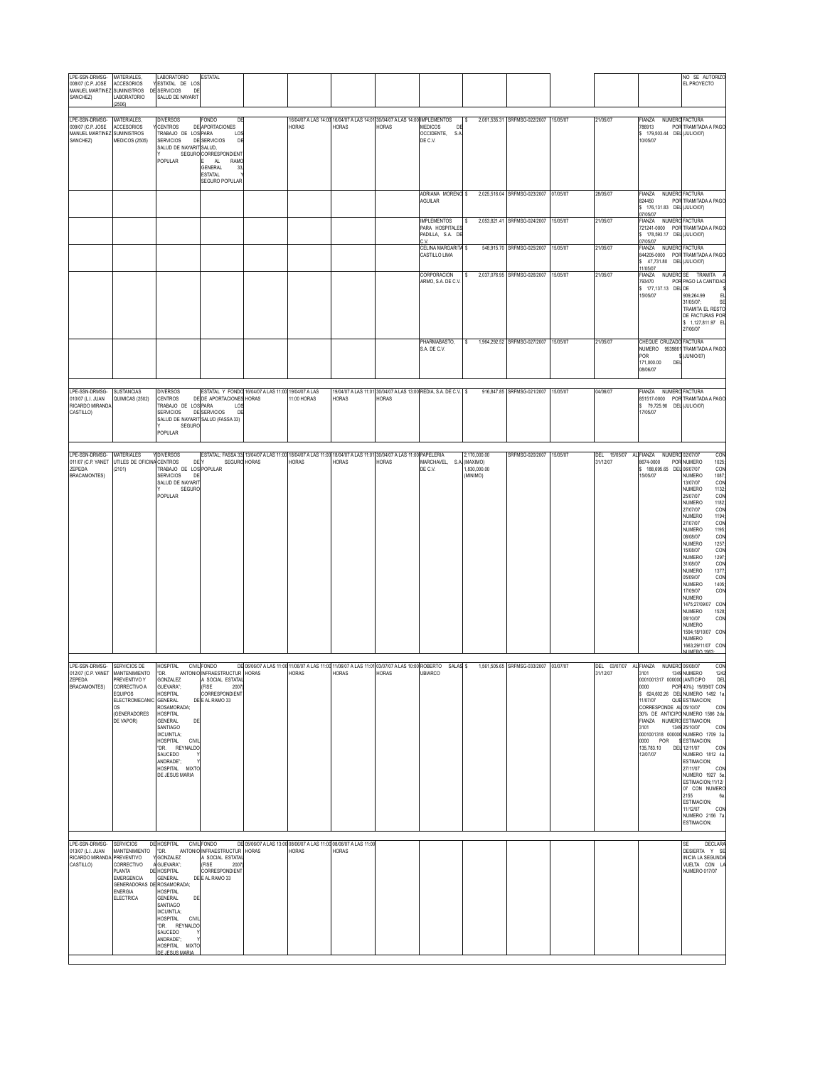| | | | | | | | | | | | | | | |
|---|---|---|---|---|---|---|---|---|---|---|---|---|---|---|
| LPE-SSN-DRMSG-008/07 (C.P. JOSE MANUEL MARTINEZ SANCHEZ) | MATERIALES, ACCESORIOS Y SUMINISTROS DE LABORATORIO (2506) | LABORATORIO ESTATAL DE LOS SERVICIOS DE SALUD DE NAYARIT | ESTATAL | | | | | | | | | | | NO SE AUTORIZO EL PROYECTO |
| LPE-SSN-DRMSG-009/07 (C.P. JOSE MANUEL MARTINEZ SANCHEZ) | MATERIALES, ACCESORIOS Y SUMINISTROS MEDICOS (2505) | DIVERSOS CENTROS DE TRABAJO DE LOS SERVICIOS DE SALUD DE NAYARIT SALUD, Y SEGURO POPULAR | FONDO DE APORTACIONES PARA LOS SERVICIOS DE SALUD, CORRESPONDIENTE AL RAMO GENERAL 33, ESTATAL Y SEGURO POPULAR | | 16/04/07 A LAS 14:00 HORAS | 16/04/07 A LAS 14:01 HORAS | 30/04/07 A LAS 14:00 HORAS | IMPLEMENTOS MEDICOS DE OCCIDENTE, S.A. DE C.V. | $ 2,061,535.31 | SRFMSG-022/2007 | 15/05/07 | 21/05/07 | FIANZA NUMERO 786913 POR $ 179,503.44 DEL 10/05/07 | FACTURA TRAMITADA A PAGO (JULIO/07) |
| | | | | | | | | ADRIANA MORENO AGUILAR | $ 2,025,516.04 | SRFMSG-023/2007 | 07/05/07 | 28/05/07 | FIANZA NUMERO 824450 POR $ 176,131.83 DEL 07/05/07 | FACTURA TRAMITADA A PAGO (JULIO/07) |
| | | | | | | | | IMPLEMENTOS PARA HOSPITALES PADILLA, S.A. DE C.V. | $ 2,053,821.41 | SRFMSG-024/2007 | 15/05/07 | 21/05/07 | FIANZA NUMERO 721241-0000 POR $ 178,593.17 DEL 07/05/07 | FACTURA TRAMITADA A PAGO (JULIO/07) |
| | | | | | | | | CELINA MARGARITA CASTILLO LIMA | $ 548,915.70 | SRFMSG-025/2007 | 15/05/07 | 21/05/07 | FIANZA NUMERO 844205-0000 POR $ 47,731.80 DEL 11/05/07 | FACTURA TRAMITADA A PAGO (JULIO/07) |
| | | | | | | | | CORPORACION ARMO, S.A. DE C.V. | $ 2,037,076.95 | SRFMSG-026/2007 | 15/05/07 | 21/05/07 | FIANZA NUMERO 793470 POR $ 177,137.13 DEL 15/05/07 | SE TRAMITA A PAGO LA CANTIDAD DE $ 909,264.99 EL 31/05/07; SE TRAMITA EL RESTO DE FACTURAS POR $ 1,127,811.97 EL 27/06/07 |
| | | | | | | | | PHARMABASTO, S.A. DE C.V. | $ 1,964,292.52 | SRFMSG-027/2007 | 15/05/07 | 21/05/07 | CHEQUE CRUZADO NUMERO 9539861 POR $ 171,000.00 DEL 08/06/07 | FACTURA TRAMITADA A PAGO (JUNIO/07) |
| LPE-SSN-DRMSG-010/07 (L.I. JUAN RICARDO MIRANDA CASTILLO) | SUSTANCIAS QUIMICAS (2502) | DIVERSOS CENTROS DE TRABAJO DE LOS SERVICIOS DE SALUD DE NAYARIT Y SEGURO POPULAR | ESTATAL Y FONDO DE APORTACIONES PARA LOS SERVICIOS DE SALUD (FASSA 33) | 16/04/07 A LAS 11:00 HORAS | 19/04/07 A LAS 11:00 HORAS | 19/04/07 A LAS 11:01 HORAS | 30/04/07 A LAS 13:00 HORAS | REDIA, S.A. DE C.V. | $ 916,847.85 | SRFMSG-021/2007 | 15/05/07 | 04/06/07 | FIANZA NUMERO 851517-0000 POR $ 79,725.90 DEL 17/05/07 | FACTURA TRAMITADA A PAGO (JULIO/07) |
| LPE-SSN-DRMSG-011/07 (C.P. YANET ZEPEDA BRACAMONTES) | MATERIALES Y UTILES DE OFICINA (2101) | DIVERSOS CENTROS DE TRABAJO DE LOS SERVICIOS DE SALUD DE NAYARIT Y SEGURO POPULAR | ESTATAL; FASSA 33 Y SEGURO POPULAR | 13/04/07 A LAS 11:00 HORAS | 18/04/07 A LAS 11:00 HORAS | 18/04/07 A LAS 11:01 HORAS | 30/04/07 A LAS 11:00 HORAS | PAPELERIA MARCHAVEL, S.A. DE C.V. | 2,170,000.00 (MAXIMO) 1,830,000.00 (MINIMO) | SRFMSG-020/2007 | 15/05/07 | DEL 15/05/07 AL 31/12/07 | FIANZA NUMERO 8674-0000 POR $ 188,695.65 DEL 15/05/07 | 02/07/07 CON NUMERO 1025; 06/07/07 CON NUMERO 1087; 13/07/07 CON NUMERO 1132; 25/07/07 CON NUMERO 1182; 27/07/07 CON NUMERO 1194; 27/07/07 CON NUMERO 1195; 08/08/07 CON NUMERO 1257; 15/08/07 CON NUMERO 1297; 31/08/07 CON NUMERO 1377; 05/09/07 CON NUMERO 1405; 17/09/07 CON NUMERO 1475;27/09/07 CON NUMERO 1528; 08/10/07 CON NUMERO 1594;18/10/07 CON NUMERO 1663;29/11/07 CON NUMERO 1963; |
| LPE-SSN-DRMSG-012/07 (C.P. YANET ZEPEDA BRACAMONTES) | SERVICIOS DE MANTENIMIENTO PREVENTIVO Y CORRECTIVO A EQUIPOS ELECTROMECANICOS (GENERADORES DE VAPOR) | HOSPITAL CIVIL "DR. ANTONIO GONZALEZ GUEVARA"; HOSPITAL GENERAL ROSAMORADA; HOSPITAL GENERAL DE SANTIAGO IXCUINTLA; HOSPITAL CIVIL "DR. REYNALDO SAUCEDO ANDRADE"; Y HOSPITAL MIXTO DE JESUS MARIA | FONDO DE INFRAESTRUCTURA SOCIAL ESTATAL (FISE 2007) CORRESPONDIENTE AL RAMO 33 | 06/06/07 A LAS 11:00 HORAS | 11/06/07 A LAS 11:00 HORAS | 11/06/07 A LAS 11:01 HORAS | 03/07/07 A LAS 10:00 HORAS | ROBERTO SALAS UBIARCO | $ 1,561,505.65 | SRFMSG-033/2007 | 03/07/07 | DEL 03/07/07 AL 31/12/07 | FIANZA NUMERO 3101 1349 0001001317 000000 0000 POR $ 624,602.26 DEL 11/07/07 QUE CORRESPONDE AL 30% DE ANTICIPO; FIANZA NUMERO 3101 1349 0001001318 000000 0000 POR $ 135,783.10 DEL 12/07/07 | 08/08/07 CON NUMERO 1242 (ANTICIPO DEL 40%); 19/09/07 CON NUMERO 1492 1a. ESTIMACION; 05/10/07 CON NUMERO 1586 2da. ESTIMACION; 25/10/07 CON NUMERO 1709 3a. ESTIMACION; 12/11/07 CON NUMERO 1812 4a. ESTIMACION; 27/11/07 CON NUMERO 1927 5a. ESTIMACION;11/12/07 CON NUMERO 2155 6a. ESTIMACION; 11/12/07 CON NUMERO 2156 7a. ESTIMACION; |
| LPE-SSN-DRMSG-013/07 (L.I. JUAN RICARDO MIRANDA CASTILLO) | SERVICIOS DE MANTENIMIENTO PREVENTIVO Y CORRECTIVO A PLANTA DE EMERGENCIA GENERADORAS DE ENERGIA ELECTRICA | HOSPITAL CIVIL "DR. ANTONIO GONZALEZ GUEVARA"; HOSPITAL GENERAL ROSAMORADA; HOSPITAL GENERAL DE SANTIAGO IXCUINTLA; HOSPITAL CIVIL "DR. REYNALDO SAUCEDO ANDRADE"; Y HOSPITAL MIXTO DE JESUS MARIA | FONDO DE INFRAESTRUCTURA SOCIAL ESTATAL (FISE 2007) CORRESPONDIENTE AL RAMO 33 | 05/06/07 A LAS 13:00 HORAS | 08/06/07 A LAS 11:00 HORAS | 08/06/07 A LAS 11:00 HORAS | | | | | | | | SE DECLARA DESIERTA Y SE INICIA LA SEGUNDA VUELTA CON LA NUMERO 017/07 |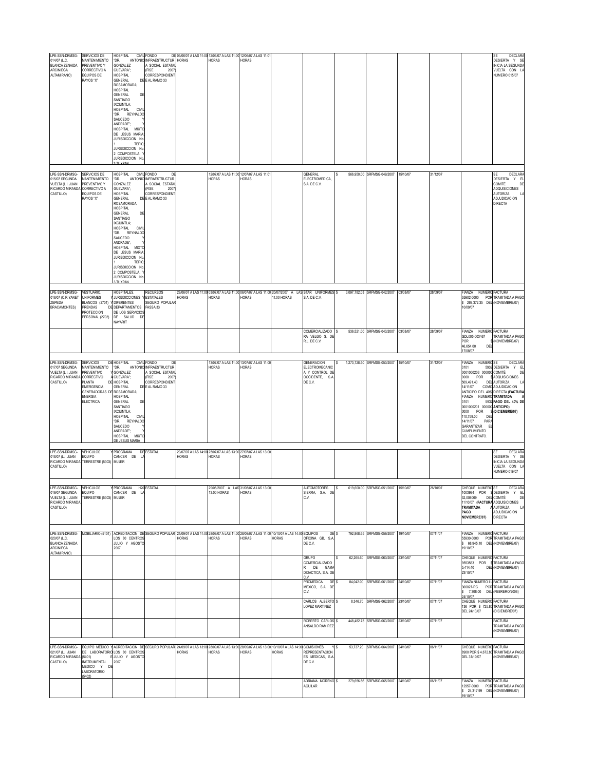| | | | | | | | | | | | | | | |
|---|---|---|---|---|---|---|---|---|---|---|---|---|---|---|
| LPE-SSN-DRMSG-014/07 (L.C. BLANCA ZENAIDA ARCINIEGA ALTAMIRANO) | SERVICIOS DE MANTENIMIENTO PREVENTIVO Y CORRECTIVO A EQUIPOS DE RAYOS "X" | HOSPITAL CIVIL "DR. ANTONIO GONZALEZ GUEVARA"; HOSPITAL GENERAL ROSAMORADA; HOSPITAL GENERAL DE SANTIAGO IXCUINTLA; HOSPITAL CIVIL "DR. REYNALDO SAUCEDO Y ANDRADE"; Y HOSPITAL MIXTO DE JESUS MARIA; JURISDICCION No. 1 TEPIC; JURISDICCION No. 2 COMPOSTELA; Y JURISDICCION No. 3 TUXPAN | FONDO DE INFRAESTRUCTURA SOCIAL ESTATAL (FISE 2007) CORRESPONDIENTE AL RAMO 33 | 05/06/07 A LAS 11:00 HORAS | 12/06/07 A LAS 11:00 HORAS | 12/06/07 A LAS 11:01 HORAS | | | | | | | | SE DECLARA DESIERTA Y SE INICIA LA SEGUNDA VUELTA CON LA NUMERO 015/07 |
| LPE-SSN-DRMSG-015/07 SEGUNDA VUELTA (L.I. JUAN RICARDO MIRANDA CASTILLO) | SERVICIOS DE MANTENIMIENTO PREVENTIVO Y CORRECTIVO A EQUIPOS DE RAYOS "X" | HOSPITAL CIVIL "DR. ANTONIO GONZALEZ GUEVARA"; HOSPITAL GENERAL ROSAMORADA; HOSPITAL GENERAL DE SANTIAGO IXCUINTLA; HOSPITAL CIVIL "DR. REYNALDO SAUCEDO Y ANDRADE"; Y HOSPITAL MIXTO DE JESUS MARIA; JURISDICCION No. 1 TEPIC; JURISDICCION No. 2 COMPOSTELA; Y JURISDICCION No. 3 TUXPAN | FONDO DE INFRAESTRUCTURA SOCIAL ESTATAL (FISE 2007) CORRESPONDIENTE AL RAMO 33 | | 12/07/07 A LAS 11:00 HORAS | 12/07/07 A LAS 11:01 HORAS | | GENERAL ELECTROMEDICA, S.A. DE C.V. | $ 566,950.00 | SRFMSG-049/2007 | 15/10/07 | 31/12/07 | | SE DECLARA DESIERTA Y EL COMITÉ DE ADQUISICIONES AUTORIZA LA ADJUDICACION DIRECTA |
| LPE-SSN-DRMSG-016/07 (C.P. YANET ZEPEDA BRACAMONTES) | VESTUARIO, UNIFORMES Y BLANCOS (2701) Y PRENDAS DE PROTECCION PERSONAL (2702) | HOSPITALES, JURISDICCIONES Y DIFERENTES DEPARTAMENTOS DE LOS SERVICIOS DE SALUD DE NAYARIT | RECURSOS ESTATALES SEGURO POPULAR FASSA 33 | 28/06/07 A LAS 11:00 HORAS | 03/07/07 A LAS 11:00 HORAS | 06/07/07 A LAS 11:00 HORAS | 20/07/2007 A LAS 11:00 HORAS | STAR UNIFORMES S.A. DE C.V. | $ 3,097,782.03 | SRFMSG-042/2007 | 03/08/07 | 28/09/07 | FIANZA NUMERO 35902-0000 POR $ 269,372.35 DEL 10/08/07 | FACTURA TRAMITADA A PAGO (NOVIEMBRE/07) |
| | | | | | | | | COMERCIALIZADORA VELGO S. DE R.L. DE C.V. | $ 536,521.00 | SRFMSG-043/2007 | 03/08/07 | 28/09/07 | FIANZA NUMERO GDL005-003467 POR $ 46,654.00 DEL 17/08/07 | FACTURA TRAMITADA A PAGO (NOVIEMBRE/07) |
| LPE-SSN-DRMSG-017/07 SEGUNDA VUELTA (L.I. JUAN RICARDO MIRANDA CASTILLO) | SERVICIOS DE MANTENIMIENTO PREVENTIVO Y CORRECTIVO A PLANTA DE EMERGENCIA GENERADORAS DE ENERGIA ELECTRICA | HOSPITAL CIVIL "DR. ANTONIO GONZALEZ GUEVARA"; HOSPITAL GENERAL ROSAMORADA; HOSPITAL GENERAL DE SANTIAGO IXCUINTLA; HOSPITAL CIVIL "DR. REYNALDO SAUCEDO Y ANDRADE"; Y HOSPITAL MIXTO DE JESUS MARIA | FONDO DE INFRAESTRUCTURA SOCIAL ESTATAL (FISE 2007) CORRESPONDIENTE AL RAMO 33 | | 13/07/07 A LAS 11:00 HORAS | 13/07/07 A LAS 11:00 HORAS | | GENERACION ELECTROMECANICA Y CONTROL DE OCCIDENTE, S.A. DE C.V. | $ 1,273,728.50 | SRFMSG-050/2007 | 15/10/07 | 31/12/07 | FIANZA NUMERO 3101 5932 0001000203 000000 0000 POR $ 509,491.40 DEL 14/11/07 COMO ANTICIPO DEL 40% FIANZA NUMERO 3101 5932 0001000201 000000 0000 POR $ 110,759.00 DEL 14/11/07 PARA GARANTIZAR EL CUMPLIMIENTO DEL CONTRATO. | SE DECLARA DESIERTA Y EL COMITÉ DE ADQUISICIONES AUTORIZA LA ADJUDICACION DIRECTA **(FACTURA TRAMITADA A PAGO DEL 40% DE ANTICIPO) (DICIEMBRE/07)** |
| LPE-SSN-DRMSG-018/07 (L.I. JUAN RICARDO MIRANDA CASTILLO) | VEHICULOS Y EQUIPO TERRESTRE (5303) | PROGRAMA DE CANCER DE LA MUJER | ESTATAL | 20/07/07 A LAS 14:00 HORAS | 25/07/07 A LAS 13:00 HORAS | 27/07/07 A LAS 13:00 HORAS | | | | | | | | SE DECLARA DESIERTA Y SE INICIA LA SEGUNDA VUELTA CON LA NUMERO 019/07 |
| LPE-SSN-DRMSG-019/07 SEGUNDA VUELTA (L.I. JUAN RICARDO MIRANDA CASTILLO) | VEHICULOS Y EQUIPO TERRESTRE (5303) | PROGRAMA H20 CANCER DE LA MUJER | ESTATAL | | 29/08/2007 A LAS 13:00 HORAS | 31/08/07 A LAS 13:00 HORAS | | AUTOMOTORES SIERRA, S.A. DE C.V. | $ 619,600.00 | SRFMSG-051/2007 | 15/10/07 | 26/10/07 | CHEQUE NUMERO 1003984 POR $ 52,008069 DEL 11/10/07 **(FACTURA TRAMITADA A PAGO NOVIEMBRE/07)** | SE DECLARA DESIERTA Y EL COMITÉ DE ADQUISICIONES AUTORIZA LA ADJUDICACION DIRECTA |
| LPE-SSN-DRMSG-020/07 (L.C. BLANCA ZENAIDA ARCINIEGA ALTAMIRANO) | MOBILIARIO (5101) | ACREDITACION DE LOS 80 CENTROS JULIO Y AGOSTO 2007 | SEGURO POPULAR | 24/09/07 A LAS 11:00 HORAS | 28/09/07 A LAS 11:00 HORAS | 28/09/07 A LAS 11:00 HORAS | 10/10/07 A LAS 14:00 HORAS | EQUIPOS DE OFICINA GB, S.A. DE C.V. | $ 792,868.65 | SRFMSG-059/2007 | 19/10/07 | 07/11/07 | FIANZA NUMERO 55930-0000 POR $ 68,945.10 DEL 19/10/07 | FACTURA TRAMITADA A PAGO (NOVIEMBRE/07) |
| | | | | | | | | GRUPO COMERCIALIZADOR DE GAMA DIDACTICA, S.A. DE C.V. | $ 62,265.60 | SRFMSG-060/2007 | 23/10/07 | 07/11/07 | CHEQUE NUMERO 9553563 POR $ 5,414.40 DEL 23/10/07 | FACTURA TRAMITADA A PAGO (NOVIEMBRE/07) |
| | | | | | | | | PROMEDICA DE MEXICO, S.A. DE C.V. | $ 84,042.00 | SRFMSG-061/2007 | 24/10/07 | 07/11/07 | FIANZA NUMERO III-366027-RC POR $ 7,308.00 DEL 24/10/07 | FACTURA TRAMITADA A PAGO (FEBRERO/2008) |
| | | | | | | | | CARLOS ALBERTO LOPEZ MARTINEZ | $ 8,346.70 | SRFMSG-062/2007 | 23/10/07 | 07/11/07 | CHEQUE NUMERO 136 POR $ 725.80 DEL 24/10/07 | FACTURA TRAMITADA A PAGO (DICIEMBRE/07) |
| | | | | | | | | ROBERTO CARLOS ANSALDO RAMIREZ | $ 448,482.75 | SRFMSG-063/2007 | 23/10/07 | 07/11/07 | | FACTURA TRAMITADA A PAGO (NOVIEMBRE/07) |
| LPE-SSN-DRMSG-021/07 (L.I. JUAN RICARDO MIRANDA CASTILLO) | EQUIPO MEDICO Y DE LABORATORIO (5401) E INSTRUMENTAL MEDICO Y DE LABORATORIO (5402) | ACREDITACION DE LOS 80 CENTROS JULIO Y AGOSTO 2007 | SEGURO POPULAR | 24/09/07 A LAS 13:00 HORAS | 28/09/07 A LAS 13:00 HORAS | 28/09/07 A LAS 13:00 HORAS | 10/10/07 A LAS 14:30 HORAS | COMISIONES Y REPRESENTACIONES MEDICAS, S.A. DE C.V. | $ 53,737.20 | SRFMSG-064/2007 | 24/10/07 | 06/11/07 | CHEQUE NUMERO 8900 POR $ 4,672.80 DEL 31/10/07 | FACTURA TRAMITADA A PAGO (NOVIEMBRE/07) |
| | | | | | | | | ADRIANA MORENO AGUILAR | $ 279,656.80 | SRFMSG-065/2007 | 24/10/07 | 06/11/07 | FIANZA NUMERO 12957-0000 POR $ 24,317.99 DEL 19/10/07 | FACTURA TRAMITADA A PAGO (NOVIEMBRE/07) |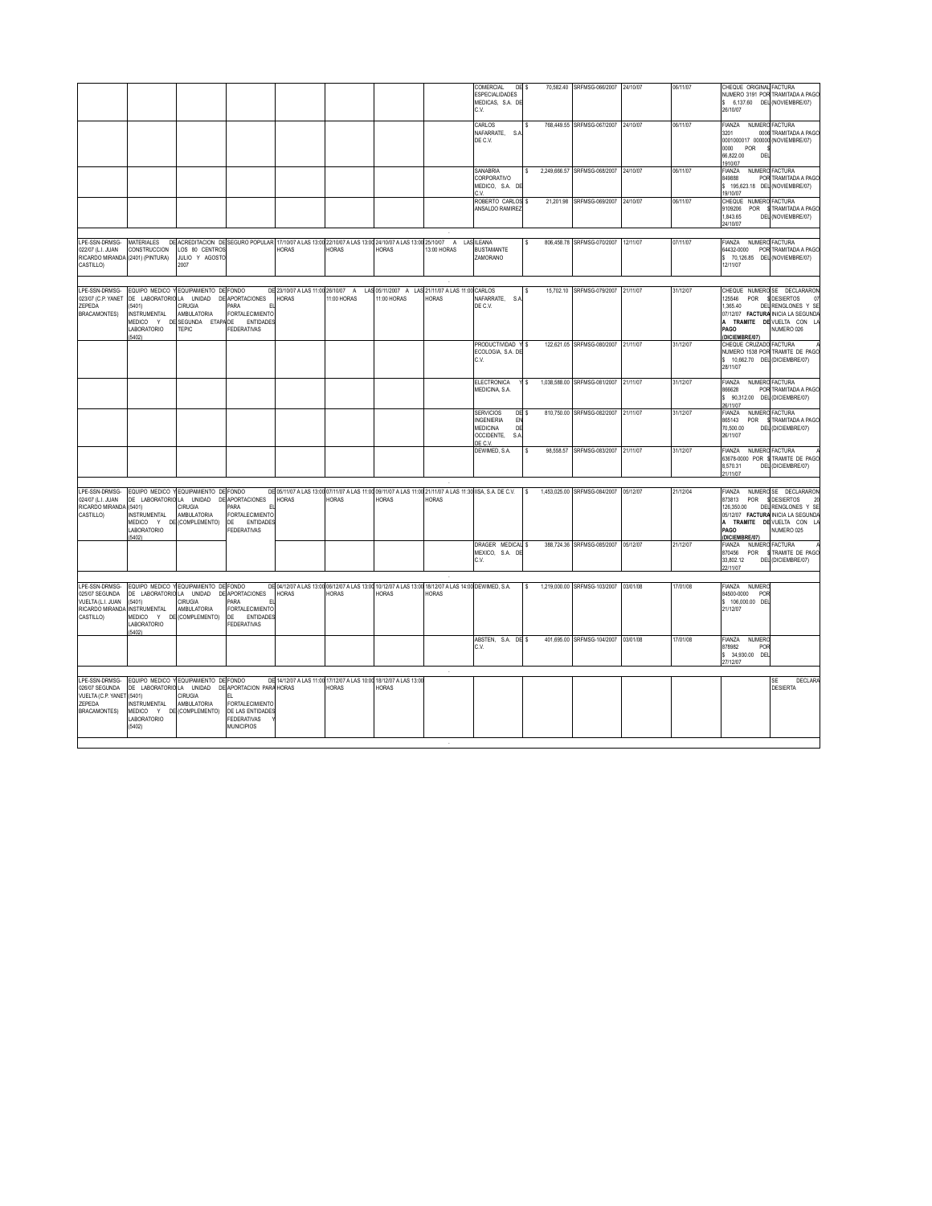| | | | | | | | | | | | | | | |
|---|---|---|---|---|---|---|---|---|---|---|---|---|---|---|
| | | | | | | | | COMERCIAL DE ESPECIALIDADES MEDICAS, S.A. DE C.V. | $ 70,582.40 | SRFMSG-066/2007 | 24/10/07 | 06/11/07 | CHEQUE ORIGINAL NUMERO 3191 POR $ 6,137.60 DEL 26/10/07 | FACTURA TRAMITADA A PAGO (NOVIEMBRE/07) |
| | | | | | | | | CARLOS NAFARRATE, S.A. DE C.V. | $ 768,449.55 | SRFMSG-067/2007 | 24/10/07 | 06/11/07 | FIANZA NUMERO 3201 0006 0001000017 000000 0000 POR $ 66,822.00 DEL 1910/07 | FACTURA TRAMITADA A PAGO (NOVIEMBRE/07) |
| | | | | | | | | SANABRIA CORPORATIVO MEDICO, S.A. DE C.V. | $ 2,249,666.57 | SRFMSG-068/2007 | 24/10/07 | 06/11/07 | FIANZA NUMERO 849888 POR $ 195,623.18 DEL 19/10/07 | FACTURA TRAMITADA A PAGO (NOVIEMBRE/07) |
| | | | | | | | | ROBERTO CARLOS ANSALDO RAMIREZ | $ 21,201.98 | SRFMSG-069/2007 | 24/10/07 | 06/11/07 | CHEQUE NUMERO 9109206 POR $ 1,843.65 DEL 24/10/07 | FACTURA TRAMITADA A PAGO (NOVIEMBRE/07) |
| LPE-SSN-DRMSG-022/07 (L.I. JUAN RICARDO MIRANDA CASTILLO) | MATERIALES DE CONSTRUCCION (2401) (PINTURA) | ACREDITACION DE LOS 80 CENTROS JULIO Y AGOSTO 2007 | SEGURO POPULAR | 17/10/07 A LAS 13:00 HORAS | 22/10/07 A LAS 13:00 HORAS | 24/10/07 A LAS 13:00 HORAS | 25/10/07 A LAS 13:00 HORAS | ILEANA BUSTAMANTE ZAMORANO | $ 806,458.78 | SRFMSG-070/2007 | 12/11/07 | 07/11/07 | FIANZA NUMERO 64432-0000 POR $ 70,126.85 DEL 12/11/07 | FACTURA TRAMITADA A PAGO (NOVIEMBRE/07) |
| LPE-SSN-DRMSG-023/07 (C.P. YANET ZEPEDA BRACAMONTES) | EQUIPO MEDICO Y DE LABORATORIO (5401) INSTRUMENTAL MEDICO Y DE LABORATORIO (5402) | EQUIPAMIENTO DE LA UNIDAD DE CIRUGIA AMBULATORIA SEGUNDA ETAPA TEPIC | FONDO DE APORTACIONES PARA EL FORTALECIMIENTO DE ENTIDADES FEDERATIVAS | 23/10/07 A LAS 11:00 HORAS | 26/10/07 A LAS 11:00 HORAS | 05/11/2007 A LAS 11:00 HORAS | 21/11/07 A LAS 11:00 HORAS | CARLOS NAFARRATE, S.A. DE C.V. | $ 15,702.10 | SRFMSG-079/2007 | 21/11/07 | 31/12/07 | CHEQUE NUMERO 125546 POR $ 1,365.40 DEL 07/12/07 **FACTURA A TRAMITE DE PAGO (DICIEMBRE/07)** | SE DECLARARON DESIERTOS 07 RENGLONES Y SE INICIA LA SEGUNDA VUELTA CON LA NUMERO 026 |
| | | | | | | | | PRODUCTIVIDAD Y ECOLOGIA, S.A. DE C.V. | $ 122,621.05 | SRFMSG-080/2007 | 21/11/07 | 31/12/07 | CHEQUE CRUZADO NUMERO 1538 POR $ 10,662.70 DEL 28/11/07 | FACTURA A TRAMITE DE PAGO (DICIEMBRE/07) |
| | | | | | | | | ELECTRONICA Y MEDICINA, S.A. | $ 1,038,588.00 | SRFMSG-081/2007 | 21/11/07 | 31/12/07 | FIANZA NUMERO 866628 POR $ 90,312.00 DEL 26/11/07 | FACTURA TRAMITADA A PAGO (DICIEMBRE/07) |
| | | | | | | | | SERVICIOS DE INGENIERIA EN MEDICINA DE OCCIDENTE, S.A. DE C.V. | $ 810,750.00 | SRFMSG-082/2007 | 21/11/07 | 31/12/07 | FIANZA NUMERO 865143 POR $ 70,500.00 DEL 26/11/07 | FACTURA TRAMITADA A PAGO (DICIEMBRE/07) |
| | | | | | | | | DEWIMED, S.A. | $ 98,558.57 | SRFMSG-083/2007 | 21/11/07 | 31/12/07 | FIANZA NUMERO 63678-0000 POR $ 8,570.31 DEL 21/11/07 | FACTURA A TRAMITE DE PAGO (DICIEMBRE/07) |
| LPE-SSN-DRMSG-024/07 (L.I. JUAN RICARDO MIRANDA CASTILLO) | EQUIPO MEDICO Y DE LABORATORIO (5401) INSTRUMENTAL MEDICO Y DE LABORATORIO (5402) | EQUIPAMIENTO DE LA UNIDAD DE CIRUGIA AMBULATORIA (COMPLEMENTO) | FONDO DE APORTACIONES PARA EL FORTALECIMIENTO DE ENTIDADES FEDERATIVAS | 05/11/07 A LAS 13:00 HORAS | 07/11/07 A LAS 11:00 HORAS | 09/11/07 A LAS 11:00 HORAS | 21/11/07 A LAS 11:30 HORAS | IISA, S.A. DE C.V. | $ 1,453,025.00 | SRFMSG-084/2007 | 05/12/07 | 21/12/04 | FIANZA NUMERO 873813 POR $ 126,350.00 DEL 05/12/07 **FACTURA A TRAMITE DE PAGO (DICIEMBRE/07)** | SE DECLARARON DESIERTOS 20 RENGLONES Y SE INICIA LA SEGUNDA VUELTA CON LA NUMERO 025 |
| | | | | | | | | DRAGER MEDICAL MEXICO, S.A. DE C.V. | $ 388,724.36 | SRFMSG-085/2007 | 05/12/07 | 21/12/07 | FIANZA NUMERO 870456 POR $ 33,802.12 DEL 22/11/07 | FACTURA A TRAMITE DE PAGO (DICIEMBRE/07) |
| LPE-SSN-DRMSG-025/07 SEGUNDA VUELTA (L.I. JUAN RICARDO MIRANDA CASTILLO) | EQUIPO MEDICO Y DE LABORATORIO (5401) INSTRUMENTAL MEDICO Y DE LABORATORIO (5402) | EQUIPAMIENTO DE LA UNIDAD DE CIRUGIA AMBULATORIA (COMPLEMENTO) | FONDO DE APORTACIONES PARA EL FORTALECIMIENTO DE ENTIDADES FEDERATIVAS | 04/12/07 A LAS 13:00 HORAS | 06/12/07 A LAS 13:00 HORAS | 10/12/07 A LAS 13:00 HORAS | 18/12/07 A LAS 14:00 HORAS | DEWIMED, S.A. | $ 1,219,000.00 | SRFMSG-103/2007 | 03/01/08 | 17/01/08 | FIANZA NUMERO 84500-0000 POR $ 106,000.00 DEL 21/12/07 | |
| | | | | | | | | ABSTEN, S.A. DE C.V. | $ 401,695.00 | SRFMSG-104/2007 | 03/01/08 | 17/01/08 | FIANZA NUMERO 878982 POR $ 34,930.00 DEL 27/12/07 | |
| LPE-SSN-DRMSG-026/07 SEGUNDA VUELTA (C.P. YANET ZEPEDA BRACAMONTES) | EQUIPO MEDICO Y DE LABORATORIO (5401) INSTRUMENTAL MEDICO Y DE LABORATORIO (5402) | EQUIPAMIENTO DE LA UNIDAD DE CIRUGIA AMBULATORIA (COMPLEMENTO) | FONDO DE APORTACION PARA EL FORTALECIMIENTO DE LAS ENTIDADES FEDERATIVAS Y MUNICIPIOS | 14/12/07 A LAS 11:00 HORAS | 17/12/07 A LAS 10:00 HORAS | 18/12/07 A LAS 13:00 HORAS | | | | | | | | SE DECLARA DESIERTA |